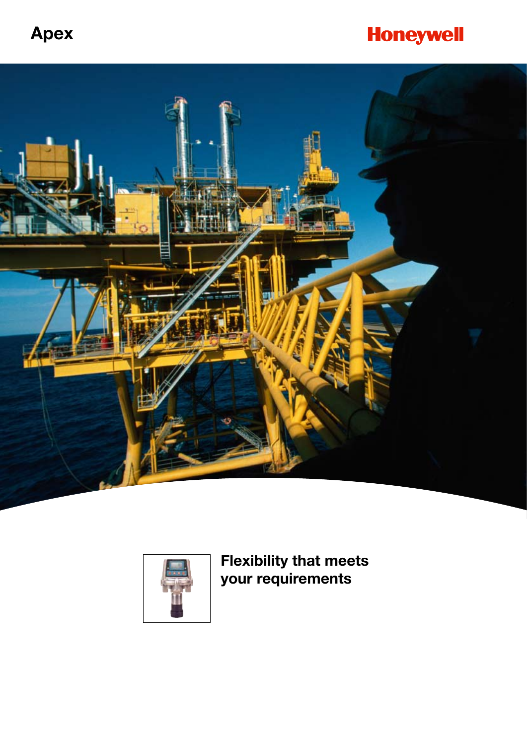# Apex

Honeywell

## Flexibility that meets your requirements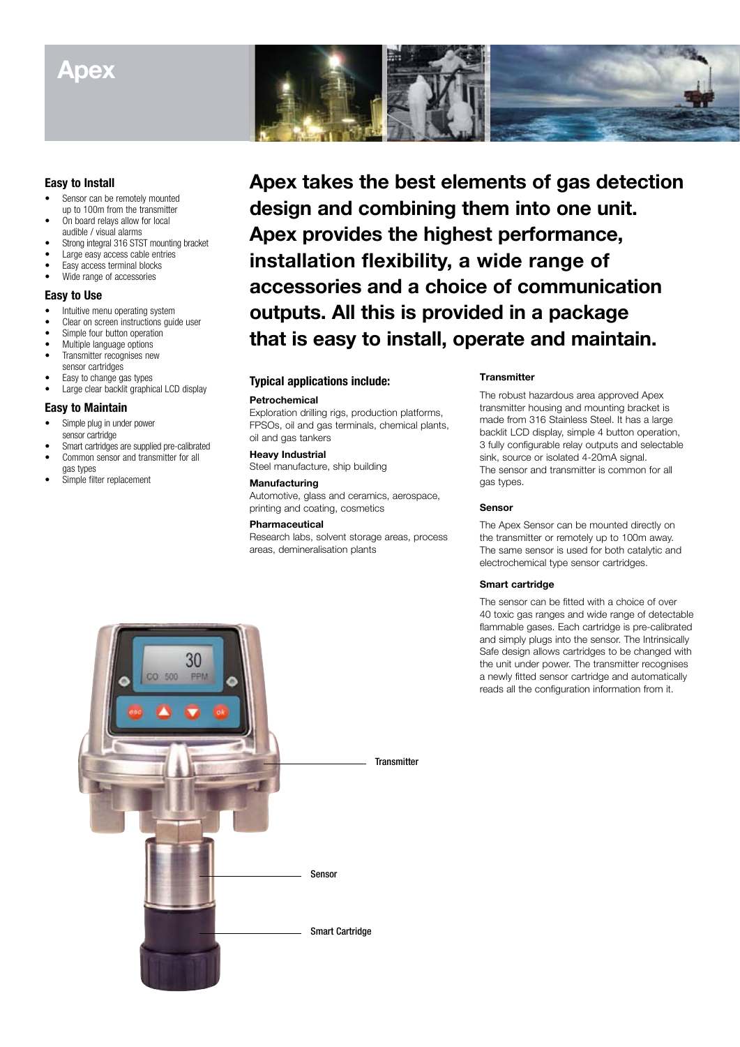# Apex

### Easy to Install

- Sensor can be remotely mounted up to 100m from the transmitter
- On board relays allow for local audible / visual alarms
- Strong integral 316 STST mounting bracket
- Large easy access cable entries
- Easy access terminal blocks
- Wide range of accessories

### Easy to Use

- Intuitive menu operating system
- Clear on screen instructions guide user
- Simple four button operation
- Multiple language options
- Transmitter recognises new sensor cartridges
- Easy to change gas types
- Large clear backlit graphical LCD display

### Easy to Maintain

- Simple plug in under power sensor cartridge
- Smart cartridges are supplied pre-calibrated
- Common sensor and transmitter for all gas types
- Simple filter replacement

## Apex takes the best elements of gas detection design and combining them into one unit. Apex provides the highest performance, installation flexibility, a wide range of accessories and a choice of communication outputs. All this is provided in a package that is easy to install, operate and maintain.

### Typical applications include:

**Petrochemical**
Exploration drilling rigs, production platforms, FPSOs, oil and gas terminals, chemical plants, oil and gas tankers

**Heavy Industrial**
Steel manufacture, ship building

**Manufacturing**
Automotive, glass and ceramics, aerospace, printing and coating, cosmetics

**Pharmaceutical**
Research labs, solvent storage areas, process areas, demineralisation plants

**Transmitter**

The robust hazardous area approved Apex transmitter housing and mounting bracket is made from 316 Stainless Steel. It has a large backlit LCD display, simple 4 button operation, 3 fully configurable relay outputs and selectable sink, source or isolated 4-20mA signal. The sensor and transmitter is common for all gas types.

**Sensor**

The Apex Sensor can be mounted directly on the transmitter or remotely up to 100m away. The same sensor is used for both catalytic and electrochemical type sensor cartridges.

**Smart cartridge**

The sensor can be fitted with a choice of over 40 toxic gas ranges and wide range of detectable flammable gases. Each cartridge is pre-calibrated and simply plugs into the sensor. The Intrinsically Safe design allows cartridges to be changed with the unit under power. The transmitter recognises a newly fitted sensor cartridge and automatically reads all the configuration information from it.

Transmitter

Sensor

Smart Cartridge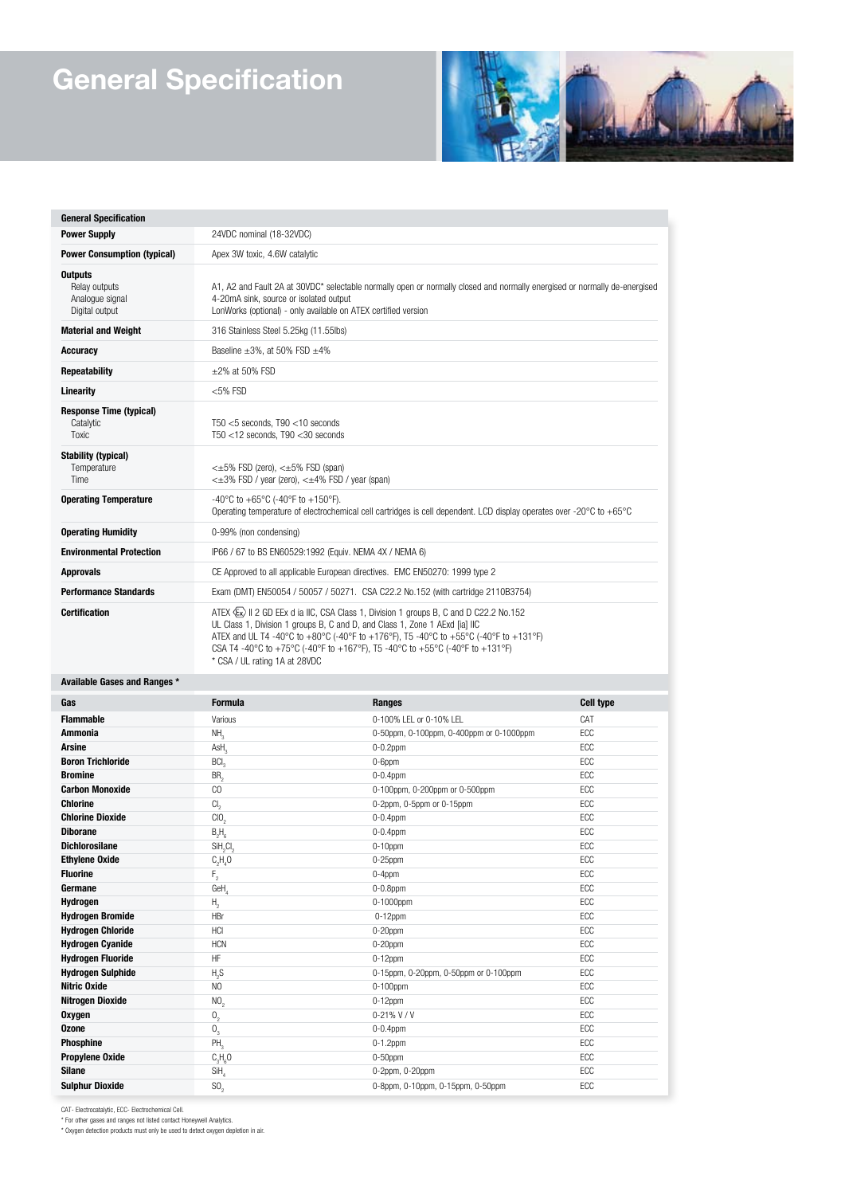# General Specification

| General Specification | |
|---|---|
| **Power Supply** | 24VDC nominal (18-32VDC) |
| **Power Consumption (typical)** | Apex 3W toxic, 4.6W catalytic |
| **Outputs**<br>Relay outputs<br>Analogue signal<br>Digital output | A1, A2 and Fault 2A at 30VDC* selectable normally open or normally closed and normally energised or normally de-energised<br>4-20mA sink, source or isolated output<br>LonWorks (optional) - only available on ATEX certified version |
| **Material and Weight** | 316 Stainless Steel 5.25kg (11.55lbs) |
| **Accuracy** | Baseline ±3%, at 50% FSD ±4% |
| **Repeatability** | ±2% at 50% FSD |
| **Linearity** | <5% FSD |
| **Response Time (typical)**<br>Catalytic<br>Toxic | T50 <5 seconds, T90 <10 seconds<br>T50 <12 seconds, T90 <30 seconds |
| **Stability (typical)**<br>Temperature<br>Time | <±5% FSD (zero), <±5% FSD (span)<br><±3% FSD / year (zero), <±4% FSD / year (span) |
| **Operating Temperature** | -40°C to +65°C (-40°F to +150°F).<br>Operating temperature of electrochemical cell cartridges is cell dependent. LCD display operates over -20°C to +65°C |
| **Operating Humidity** | 0-99% (non condensing) |
| **Environmental Protection** | IP66 / 67 to BS EN60529:1992 (Equiv. NEMA 4X / NEMA 6) |
| **Approvals** | CE Approved to all applicable European directives. EMC EN50270: 1999 type 2 |
| **Performance Standards** | Exam (DMT) EN50054 / 50057 / 50271. CSA C22.2 No.152 (with cartridge 2110B3754) |
| **Certification** | ATEX Ex II 2 GD EEx d ia IIC, CSA Class 1, Division 1 groups B, C and D C22.2 No.152<br>UL Class 1, Division 1 groups B, C and D, and Class 1, Zone 1 AExd [ia] IIC<br>ATEX and UL T4 -40°C to +80°C (-40°F to +176°F), T5 -40°C to +55°C (-40°F to +131°F)<br>CSA T4 -40°C to +75°C (-40°F to +167°F), T5 -40°C to +55°C (-40°F to +131°F)<br>* CSA / UL rating 1A at 28VDC |

**Available Gases and Ranges ***

| Gas | Formula | Ranges | Cell type |
|---|---|---|---|
| **Flammable** | Various | 0-100% LEL or 0-10% LEL | CAT |
| **Ammonia** | $NH_3$ | 0-50ppm, 0-100ppm, 0-400ppm or 0-1000ppm | ECC |
| **Arsine** | $AsH_3$ | 0-0.2ppm | ECC |
| **Boron Trichloride** | $BCl_3$ | 0-6ppm | ECC |
| **Bromine** | $BR_2$ | 0-0.4ppm | ECC |
| **Carbon Monoxide** | CO | 0-100ppm, 0-200ppm or 0-500ppm | ECC |
| **Chlorine** | $Cl_2$ | 0-2ppm, 0-5ppm or 0-15ppm | ECC |
| **Chlorine Dioxide** | $ClO_2$ | 0-0.4ppm | ECC |
| **Diborane** | $B_2H_6$ | 0-0.4ppm | ECC |
| **Dichlorosilane** | $SiH_2Cl_2$ | 0-10ppm | ECC |
| **Ethylene Oxide** | $C_2H_4O$ | 0-25ppm | ECC |
| **Fluorine** | $F_2$ | 0-4ppm | ECC |
| **Germane** | $GeH_4$ | 0-0.8ppm | ECC |
| **Hydrogen** | $H_2$ | 0-1000ppm | ECC |
| **Hydrogen Bromide** | HBr | 0-12ppm | ECC |
| **Hydrogen Chloride** | HCl | 0-20ppm | ECC |
| **Hydrogen Cyanide** | HCN | 0-20ppm | ECC |
| **Hydrogen Fluoride** | HF | 0-12ppm | ECC |
| **Hydrogen Sulphide** | $H_2S$ | 0-15ppm, 0-20ppm, 0-50ppm or 0-100ppm | ECC |
| **Nitric Oxide** | NO | 0-100ppm | ECC |
| **Nitrogen Dioxide** | $NO_2$ | 0-12ppm | ECC |
| **Oxygen** | $O_2$ | 0-21% V / V | ECC |
| **Ozone** | $O_3$ | 0-0.4ppm | ECC |
| **Phosphine** | $PH_3$ | 0-1.2ppm | ECC |
| **Propylene Oxide** | $C_3H_6O$ | 0-50ppm | ECC |
| **Silane** | $SiH_4$ | 0-2ppm, 0-20ppm | ECC |
| **Sulphur Dioxide** | $SO_2$ | 0-8ppm, 0-10ppm, 0-15ppm, 0-50ppm | ECC |

CAT- Electrocatalytic, ECC- Electrochemical Cell.
* For other gases and ranges not listed contact Honeywell Analytics.
* Oxygen detection products must only be used to detect oxygen depletion in air.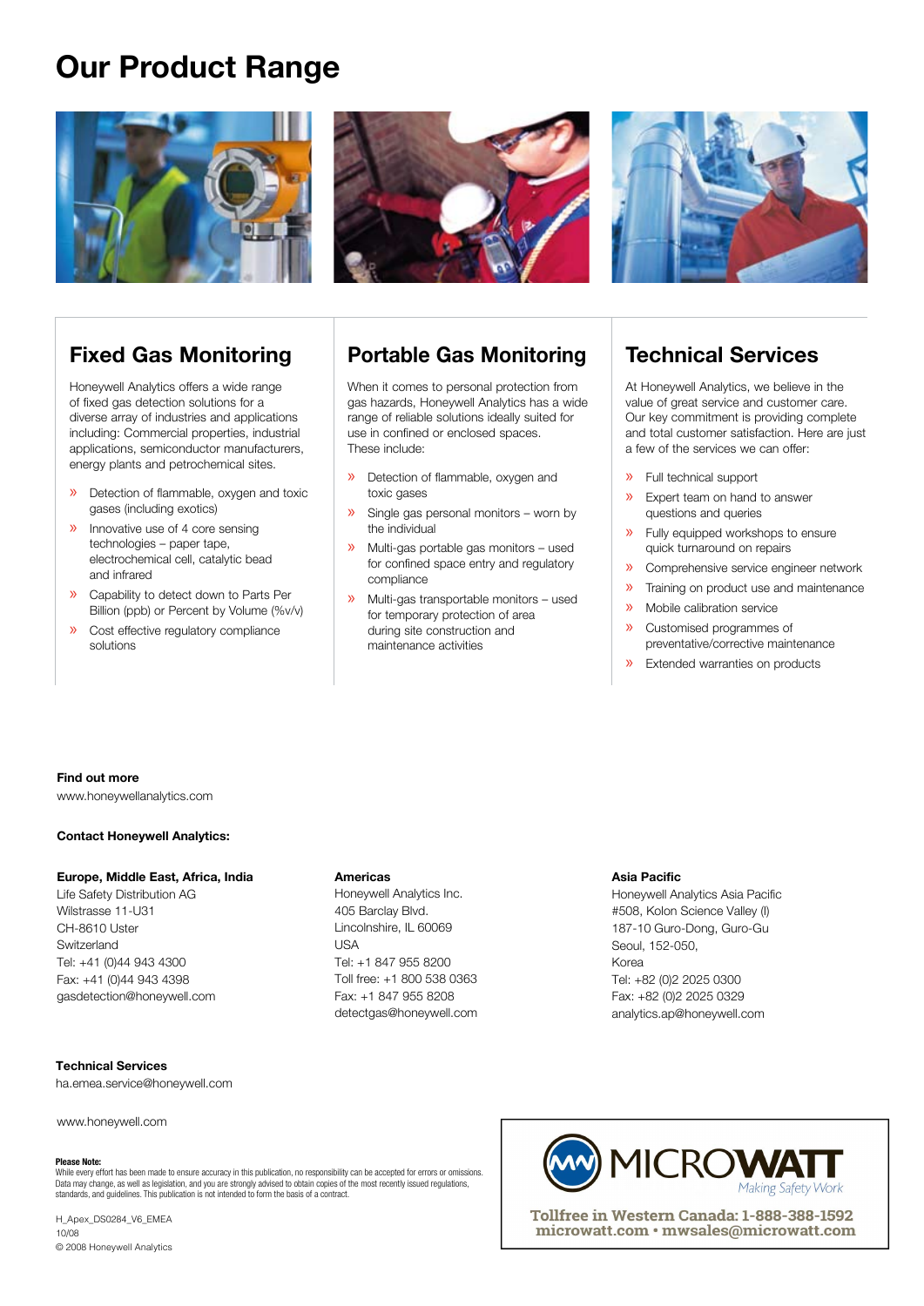# Our Product Range

## Fixed Gas Monitoring

Honeywell Analytics offers a wide range of fixed gas detection solutions for a diverse array of industries and applications including: Commercial properties, industrial applications, semiconductor manufacturers, energy plants and petrochemical sites.

- Detection of flammable, oxygen and toxic gases (including exotics)
- Innovative use of 4 core sensing technologies – paper tape, electrochemical cell, catalytic bead and infrared
- Capability to detect down to Parts Per Billion (ppb) or Percent by Volume (%v/v)
- Cost effective regulatory compliance solutions

## Portable Gas Monitoring

When it comes to personal protection from gas hazards, Honeywell Analytics has a wide range of reliable solutions ideally suited for use in confined or enclosed spaces. These include:

- Detection of flammable, oxygen and toxic gases
- Single gas personal monitors – worn by the individual
- Multi-gas portable gas monitors – used for confined space entry and regulatory compliance
- Multi-gas transportable monitors – used for temporary protection of area during site construction and maintenance activities

## Technical Services

At Honeywell Analytics, we believe in the value of great service and customer care. Our key commitment is providing complete and total customer satisfaction. Here are just a few of the services we can offer:

- Full technical support
- Expert team on hand to answer questions and queries
- Fully equipped workshops to ensure quick turnaround on repairs
- Comprehensive service engineer network
- Training on product use and maintenance
- Mobile calibration service
- Customised programmes of preventative/corrective maintenance
- Extended warranties on products

**Find out more**
www.honeywellanalytics.com

**Contact Honeywell Analytics:**

**Europe, Middle East, Africa, India**
Life Safety Distribution AG
Wilstrasse 11-U31
CH-8610 Uster
Switzerland
Tel: +41 (0)44 943 4300
Fax: +41 (0)44 943 4398
gasdetection@honeywell.com

**Americas**
Honeywell Analytics Inc.
405 Barclay Blvd.
Lincolnshire, IL 60069
USA
Tel: +1 847 955 8200
Toll free: +1 800 538 0363
Fax: +1 847 955 8208
detectgas@honeywell.com

**Asia Pacific**
Honeywell Analytics Asia Pacific
#508, Kolon Science Valley (I)
187-10 Guro-Dong, Guro-Gu
Seoul, 152-050,
Korea
Tel: +82 (0)2 2025 0300
Fax: +82 (0)2 2025 0329
analytics.ap@honeywell.com

**Technical Services**
ha.emea.service@honeywell.com

www.honeywell.com

**Please Note:**
While every effort has been made to ensure accuracy in this publication, no responsibility can be accepted for errors or omissions. Data may change, as well as legislation, and you are strongly advised to obtain copies of the most recently issued regulations, standards, and guidelines. This publication is not intended to form the basis of a contract.

H_Apex_DS0284_V6_EMEA
10/08
© 2008 Honeywell Analytics

MICROWATT
Making Safety Work

**Tollfree in Western Canada: 1-888-388-1592**
**microwatt.com • mwsales@microwatt.com**